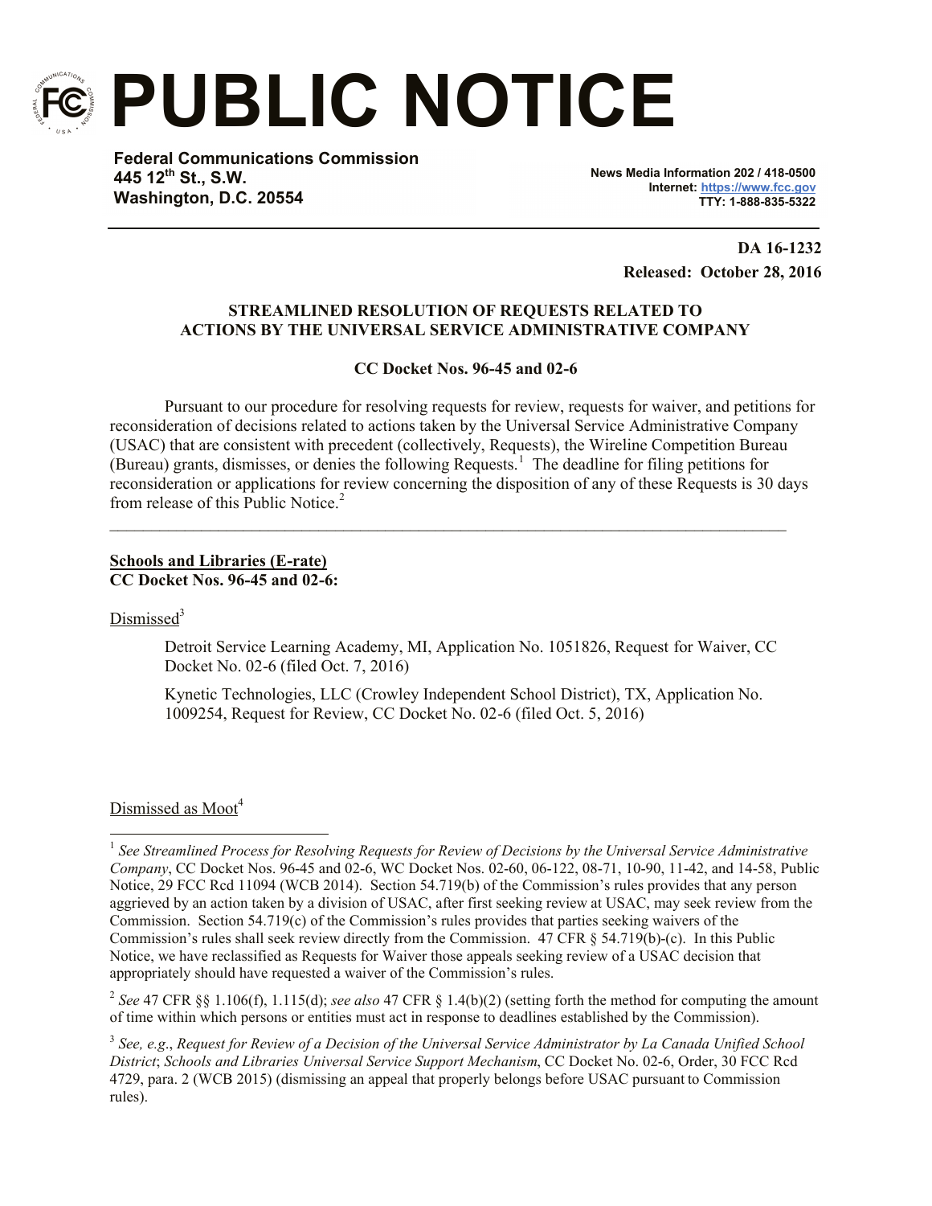# PUBLIC NOTICE

**Federal Communications Commission**
**445 12th St., S.W.**
**Washington, D.C. 20554**

**News Media Information 202 / 418-0500**
**Internet: https://www.fcc.gov**
**TTY: 1-888-835-5322**

**DA 16-1232**
**Released: October 28, 2016**

**STREAMLINED RESOLUTION OF REQUESTS RELATED TO ACTIONS BY THE UNIVERSAL SERVICE ADMINISTRATIVE COMPANY**

**CC Docket Nos. 96-45 and 02-6**

Pursuant to our procedure for resolving requests for review, requests for waiver, and petitions for reconsideration of decisions related to actions taken by the Universal Service Administrative Company (USAC) that are consistent with precedent (collectively, Requests), the Wireline Competition Bureau (Bureau) grants, dismisses, or denies the following Requests.[1] The deadline for filing petitions for reconsideration or applications for review concerning the disposition of any of these Requests is 30 days from release of this Public Notice.[2]

---

**Schools and Libraries (E-rate)**
**CC Docket Nos. 96-45 and 02-6:**

Dismissed[3]

Detroit Service Learning Academy, MI, Application No. 1051826, Request for Waiver, CC Docket No. 02-6 (filed Oct. 7, 2016)

Kynetic Technologies, LLC (Crowley Independent School District), TX, Application No. 1009254, Request for Review, CC Docket No. 02-6 (filed Oct. 5, 2016)

Dismissed as Moot[4]

---

[1] *See Streamlined Process for Resolving Requests for Review of Decisions by the Universal Service Administrative Company*, CC Docket Nos. 96-45 and 02-6, WC Docket Nos. 02-60, 06-122, 08-71, 10-90, 11-42, and 14-58, Public Notice, 29 FCC Rcd 11094 (WCB 2014). Section 54.719(b) of the Commission's rules provides that any person aggrieved by an action taken by a division of USAC, after first seeking review at USAC, may seek review from the Commission. Section 54.719(c) of the Commission's rules provides that parties seeking waivers of the Commission's rules shall seek review directly from the Commission. 47 CFR § 54.719(b)-(c). In this Public Notice, we have reclassified as Requests for Waiver those appeals seeking review of a USAC decision that appropriately should have requested a waiver of the Commission's rules.

[2] *See* 47 CFR §§ 1.106(f), 1.115(d); *see also* 47 CFR § 1.4(b)(2) (setting forth the method for computing the amount of time within which persons or entities must act in response to deadlines established by the Commission).

[3] *See, e.g.*, *Request for Review of a Decision of the Universal Service Administrator by La Canada Unified School District*; *Schools and Libraries Universal Service Support Mechanism*, CC Docket No. 02-6, Order, 30 FCC Rcd 4729, para. 2 (WCB 2015) (dismissing an appeal that properly belongs before USAC pursuant to Commission rules).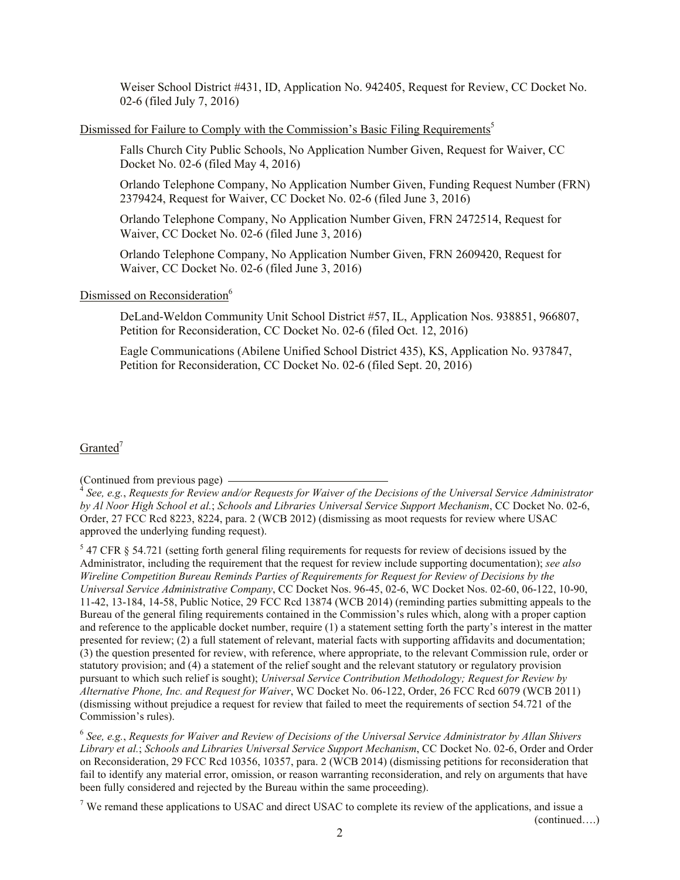Weiser School District #431, ID, Application No. 942405, Request for Review, CC Docket No. 02-6 (filed July 7, 2016)

Dismissed for Failure to Comply with the Commission's Basic Filing Requirements[5]

Falls Church City Public Schools, No Application Number Given, Request for Waiver, CC Docket No. 02-6 (filed May 4, 2016)

Orlando Telephone Company, No Application Number Given, Funding Request Number (FRN) 2379424, Request for Waiver, CC Docket No. 02-6 (filed June 3, 2016)

Orlando Telephone Company, No Application Number Given, FRN 2472514, Request for Waiver, CC Docket No. 02-6 (filed June 3, 2016)

Orlando Telephone Company, No Application Number Given, FRN 2609420, Request for Waiver, CC Docket No. 02-6 (filed June 3, 2016)

Dismissed on Reconsideration[6]

DeLand-Weldon Community Unit School District #57, IL, Application Nos. 938851, 966807, Petition for Reconsideration, CC Docket No. 02-6 (filed Oct. 12, 2016)

Eagle Communications (Abilene Unified School District 435), KS, Application No. 937847, Petition for Reconsideration, CC Docket No. 02-6 (filed Sept. 20, 2016)

Granted[7]

(Continued from previous page)

[4] *See, e.g.*, *Requests for Review and/or Requests for Waiver of the Decisions of the Universal Service Administrator by Al Noor High School et al.*; *Schools and Libraries Universal Service Support Mechanism*, CC Docket No. 02-6, Order, 27 FCC Rcd 8223, 8224, para. 2 (WCB 2012) (dismissing as moot requests for review where USAC approved the underlying funding request).

[5] 47 CFR § 54.721 (setting forth general filing requirements for requests for review of decisions issued by the Administrator, including the requirement that the request for review include supporting documentation); *see also Wireline Competition Bureau Reminds Parties of Requirements for Request for Review of Decisions by the Universal Service Administrative Company*, CC Docket Nos. 96-45, 02-6, WC Docket Nos. 02-60, 06-122, 10-90, 11-42, 13-184, 14-58, Public Notice, 29 FCC Rcd 13874 (WCB 2014) (reminding parties submitting appeals to the Bureau of the general filing requirements contained in the Commission's rules which, along with a proper caption and reference to the applicable docket number, require (1) a statement setting forth the party's interest in the matter presented for review; (2) a full statement of relevant, material facts with supporting affidavits and documentation; (3) the question presented for review, with reference, where appropriate, to the relevant Commission rule, order or statutory provision; and (4) a statement of the relief sought and the relevant statutory or regulatory provision pursuant to which such relief is sought); *Universal Service Contribution Methodology; Request for Review by Alternative Phone, Inc. and Request for Waiver*, WC Docket No. 06-122, Order, 26 FCC Rcd 6079 (WCB 2011) (dismissing without prejudice a request for review that failed to meet the requirements of section 54.721 of the Commission's rules).

[6] *See, e.g.*, *Requests for Waiver and Review of Decisions of the Universal Service Administrator by Allan Shivers Library et al.*; *Schools and Libraries Universal Service Support Mechanism*, CC Docket No. 02-6, Order and Order on Reconsideration, 29 FCC Rcd 10356, 10357, para. 2 (WCB 2014) (dismissing petitions for reconsideration that fail to identify any material error, omission, or reason warranting reconsideration, and rely on arguments that have been fully considered and rejected by the Bureau within the same proceeding).

[7] We remand these applications to USAC and direct USAC to complete its review of the applications, and issue a

(continued….)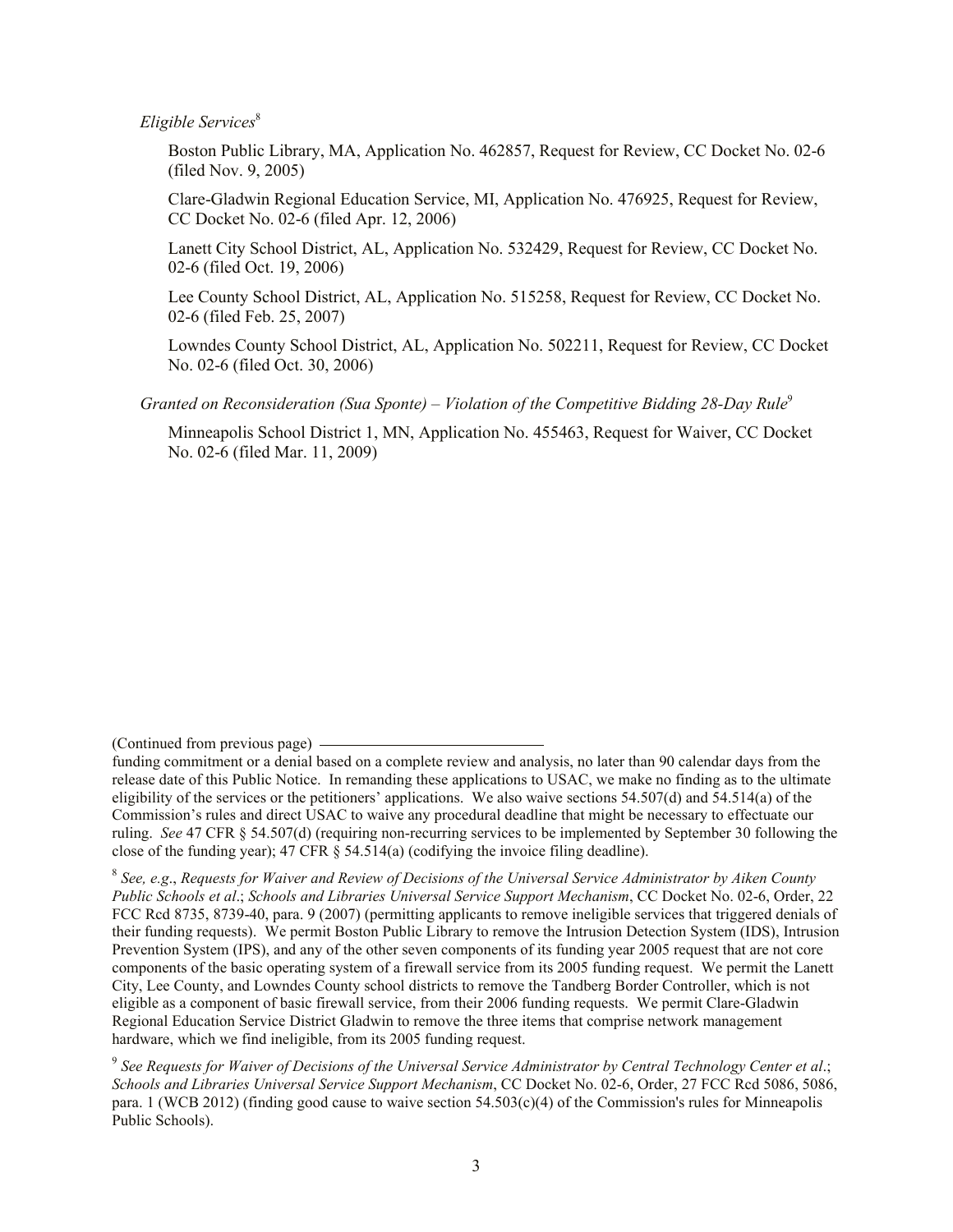*Eligible Services*[8]

Boston Public Library, MA, Application No. 462857, Request for Review, CC Docket No. 02-6 (filed Nov. 9, 2005)

Clare-Gladwin Regional Education Service, MI, Application No. 476925, Request for Review, CC Docket No. 02-6 (filed Apr. 12, 2006)

Lanett City School District, AL, Application No. 532429, Request for Review, CC Docket No. 02-6 (filed Oct. 19, 2006)

Lee County School District, AL, Application No. 515258, Request for Review, CC Docket No. 02-6 (filed Feb. 25, 2007)

Lowndes County School District, AL, Application No. 502211, Request for Review, CC Docket No. 02-6 (filed Oct. 30, 2006)

*Granted on Reconsideration (Sua Sponte) – Violation of the Competitive Bidding 28-Day Rule*[9]

Minneapolis School District 1, MN, Application No. 455463, Request for Waiver, CC Docket No. 02-6 (filed Mar. 11, 2009)

---

(Continued from previous page)

funding commitment or a denial based on a complete review and analysis, no later than 90 calendar days from the release date of this Public Notice. In remanding these applications to USAC, we make no finding as to the ultimate eligibility of the services or the petitioners' applications. We also waive sections 54.507(d) and 54.514(a) of the Commission's rules and direct USAC to waive any procedural deadline that might be necessary to effectuate our ruling. *See* 47 CFR § 54.507(d) (requiring non-recurring services to be implemented by September 30 following the close of the funding year); 47 CFR § 54.514(a) (codifying the invoice filing deadline).

[8] *See, e.g.*, *Requests for Waiver and Review of Decisions of the Universal Service Administrator by Aiken County Public Schools et al*.; *Schools and Libraries Universal Service Support Mechanism*, CC Docket No. 02-6, Order, 22 FCC Rcd 8735, 8739-40, para. 9 (2007) (permitting applicants to remove ineligible services that triggered denials of their funding requests). We permit Boston Public Library to remove the Intrusion Detection System (IDS), Intrusion Prevention System (IPS), and any of the other seven components of its funding year 2005 request that are not core components of the basic operating system of a firewall service from its 2005 funding request. We permit the Lanett City, Lee County, and Lowndes County school districts to remove the Tandberg Border Controller, which is not eligible as a component of basic firewall service, from their 2006 funding requests. We permit Clare-Gladwin Regional Education Service District Gladwin to remove the three items that comprise network management hardware, which we find ineligible, from its 2005 funding request.

[9] *See Requests for Waiver of Decisions of the Universal Service Administrator by Central Technology Center et al*.; *Schools and Libraries Universal Service Support Mechanism*, CC Docket No. 02-6, Order, 27 FCC Rcd 5086, 5086, para. 1 (WCB 2012) (finding good cause to waive section 54.503(c)(4) of the Commission's rules for Minneapolis Public Schools).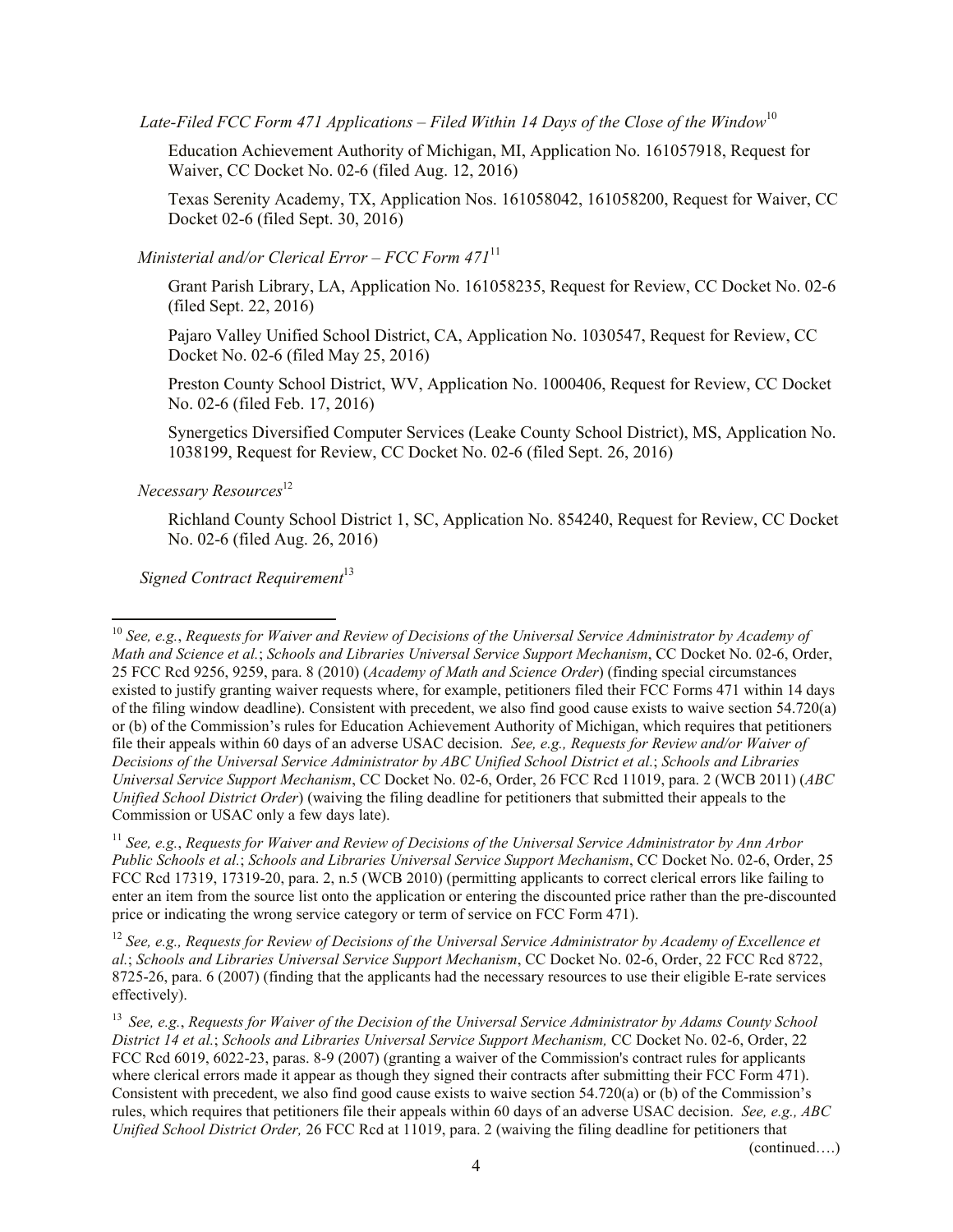*Late-Filed FCC Form 471 Applications – Filed Within 14 Days of the Close of the Window*[10]

Education Achievement Authority of Michigan, MI, Application No. 161057918, Request for Waiver, CC Docket No. 02-6 (filed Aug. 12, 2016)

Texas Serenity Academy, TX, Application Nos. 161058042, 161058200, Request for Waiver, CC Docket 02-6 (filed Sept. 30, 2016)

*Ministerial and/or Clerical Error – FCC Form 471*[11]

Grant Parish Library, LA, Application No. 161058235, Request for Review, CC Docket No. 02-6 (filed Sept. 22, 2016)

Pajaro Valley Unified School District, CA, Application No. 1030547, Request for Review, CC Docket No. 02-6 (filed May 25, 2016)

Preston County School District, WV, Application No. 1000406, Request for Review, CC Docket No. 02-6 (filed Feb. 17, 2016)

Synergetics Diversified Computer Services (Leake County School District), MS, Application No. 1038199, Request for Review, CC Docket No. 02-6 (filed Sept. 26, 2016)

*Necessary Resources*[12]

Richland County School District 1, SC, Application No. 854240, Request for Review, CC Docket No. 02-6 (filed Aug. 26, 2016)

*Signed Contract Requirement*[13]

---

[10] *See, e.g.*, *Requests for Waiver and Review of Decisions of the Universal Service Administrator by Academy of Math and Science et al.*; *Schools and Libraries Universal Service Support Mechanism*, CC Docket No. 02-6, Order, 25 FCC Rcd 9256, 9259, para. 8 (2010) (*Academy of Math and Science Order*) (finding special circumstances existed to justify granting waiver requests where, for example, petitioners filed their FCC Forms 471 within 14 days of the filing window deadline). Consistent with precedent, we also find good cause exists to waive section 54.720(a) or (b) of the Commission's rules for Education Achievement Authority of Michigan, which requires that petitioners file their appeals within 60 days of an adverse USAC decision. *See, e.g., Requests for Review and/or Waiver of Decisions of the Universal Service Administrator by ABC Unified School District et al.*; *Schools and Libraries Universal Service Support Mechanism*, CC Docket No. 02-6, Order, 26 FCC Rcd 11019, para. 2 (WCB 2011) (*ABC Unified School District Order*) (waiving the filing deadline for petitioners that submitted their appeals to the Commission or USAC only a few days late).

[11] *See, e.g.*, *Requests for Waiver and Review of Decisions of the Universal Service Administrator by Ann Arbor Public Schools et al.*; *Schools and Libraries Universal Service Support Mechanism*, CC Docket No. 02-6, Order, 25 FCC Rcd 17319, 17319-20, para. 2, n.5 (WCB 2010) (permitting applicants to correct clerical errors like failing to enter an item from the source list onto the application or entering the discounted price rather than the pre-discounted price or indicating the wrong service category or term of service on FCC Form 471).

[12] *See, e.g., Requests for Review of Decisions of the Universal Service Administrator by Academy of Excellence et al.*; *Schools and Libraries Universal Service Support Mechanism*, CC Docket No. 02-6, Order, 22 FCC Rcd 8722, 8725-26, para. 6 (2007) (finding that the applicants had the necessary resources to use their eligible E-rate services effectively).

[13] *See, e.g.*, *Requests for Waiver of the Decision of the Universal Service Administrator by Adams County School District 14 et al.*; *Schools and Libraries Universal Service Support Mechanism,* CC Docket No. 02-6, Order, 22 FCC Rcd 6019, 6022-23, paras. 8-9 (2007) (granting a waiver of the Commission's contract rules for applicants where clerical errors made it appear as though they signed their contracts after submitting their FCC Form 471). Consistent with precedent, we also find good cause exists to waive section 54.720(a) or (b) of the Commission's rules, which requires that petitioners file their appeals within 60 days of an adverse USAC decision. *See, e.g., ABC Unified School District Order,* 26 FCC Rcd at 11019, para. 2 (waiving the filing deadline for petitioners that (continued….)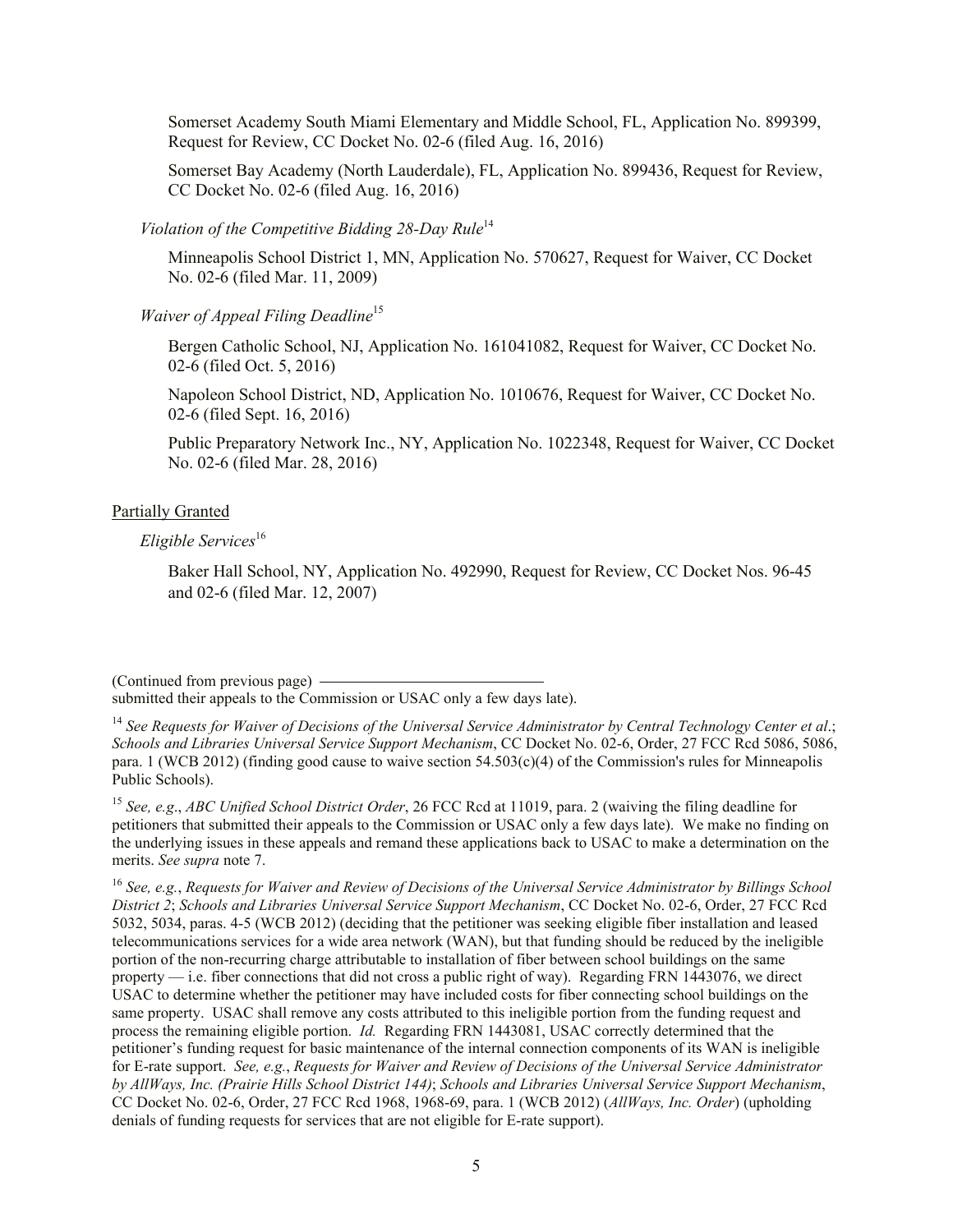Somerset Academy South Miami Elementary and Middle School, FL, Application No. 899399, Request for Review, CC Docket No. 02-6 (filed Aug. 16, 2016)

Somerset Bay Academy (North Lauderdale), FL, Application No. 899436, Request for Review, CC Docket No. 02-6 (filed Aug. 16, 2016)

*Violation of the Competitive Bidding 28-Day Rule*[14]

Minneapolis School District 1, MN, Application No. 570627, Request for Waiver, CC Docket No. 02-6 (filed Mar. 11, 2009)

*Waiver of Appeal Filing Deadline*[15]

Bergen Catholic School, NJ, Application No. 161041082, Request for Waiver, CC Docket No. 02-6 (filed Oct. 5, 2016)

Napoleon School District, ND, Application No. 1010676, Request for Waiver, CC Docket No. 02-6 (filed Sept. 16, 2016)

Public Preparatory Network Inc., NY, Application No. 1022348, Request for Waiver, CC Docket No. 02-6 (filed Mar. 28, 2016)

Partially Granted

*Eligible Services*[16]

Baker Hall School, NY, Application No. 492990, Request for Review, CC Docket Nos. 96-45 and 02-6 (filed Mar. 12, 2007)

(Continued from previous page)
submitted their appeals to the Commission or USAC only a few days late).

[14] *See Requests for Waiver of Decisions of the Universal Service Administrator by Central Technology Center et al.*; *Schools and Libraries Universal Service Support Mechanism*, CC Docket No. 02-6, Order, 27 FCC Rcd 5086, 5086, para. 1 (WCB 2012) (finding good cause to waive section 54.503(c)(4) of the Commission's rules for Minneapolis Public Schools).

[15] *See, e.g.*, *ABC Unified School District Order*, 26 FCC Rcd at 11019, para. 2 (waiving the filing deadline for petitioners that submitted their appeals to the Commission or USAC only a few days late). We make no finding on the underlying issues in these appeals and remand these applications back to USAC to make a determination on the merits. *See supra* note 7.

[16] *See, e.g.*, *Requests for Waiver and Review of Decisions of the Universal Service Administrator by Billings School District 2*; *Schools and Libraries Universal Service Support Mechanism*, CC Docket No. 02-6, Order, 27 FCC Rcd 5032, 5034, paras. 4-5 (WCB 2012) (deciding that the petitioner was seeking eligible fiber installation and leased telecommunications services for a wide area network (WAN), but that funding should be reduced by the ineligible portion of the non-recurring charge attributable to installation of fiber between school buildings on the same property — i.e. fiber connections that did not cross a public right of way). Regarding FRN 1443076, we direct USAC to determine whether the petitioner may have included costs for fiber connecting school buildings on the same property. USAC shall remove any costs attributed to this ineligible portion from the funding request and process the remaining eligible portion. *Id.* Regarding FRN 1443081, USAC correctly determined that the petitioner's funding request for basic maintenance of the internal connection components of its WAN is ineligible for E-rate support. *See, e.g.*, *Requests for Waiver and Review of Decisions of the Universal Service Administrator by AllWays, Inc. (Prairie Hills School District 144)*; *Schools and Libraries Universal Service Support Mechanism*, CC Docket No. 02-6, Order, 27 FCC Rcd 1968, 1968-69, para. 1 (WCB 2012) (*AllWays, Inc. Order*) (upholding denials of funding requests for services that are not eligible for E-rate support).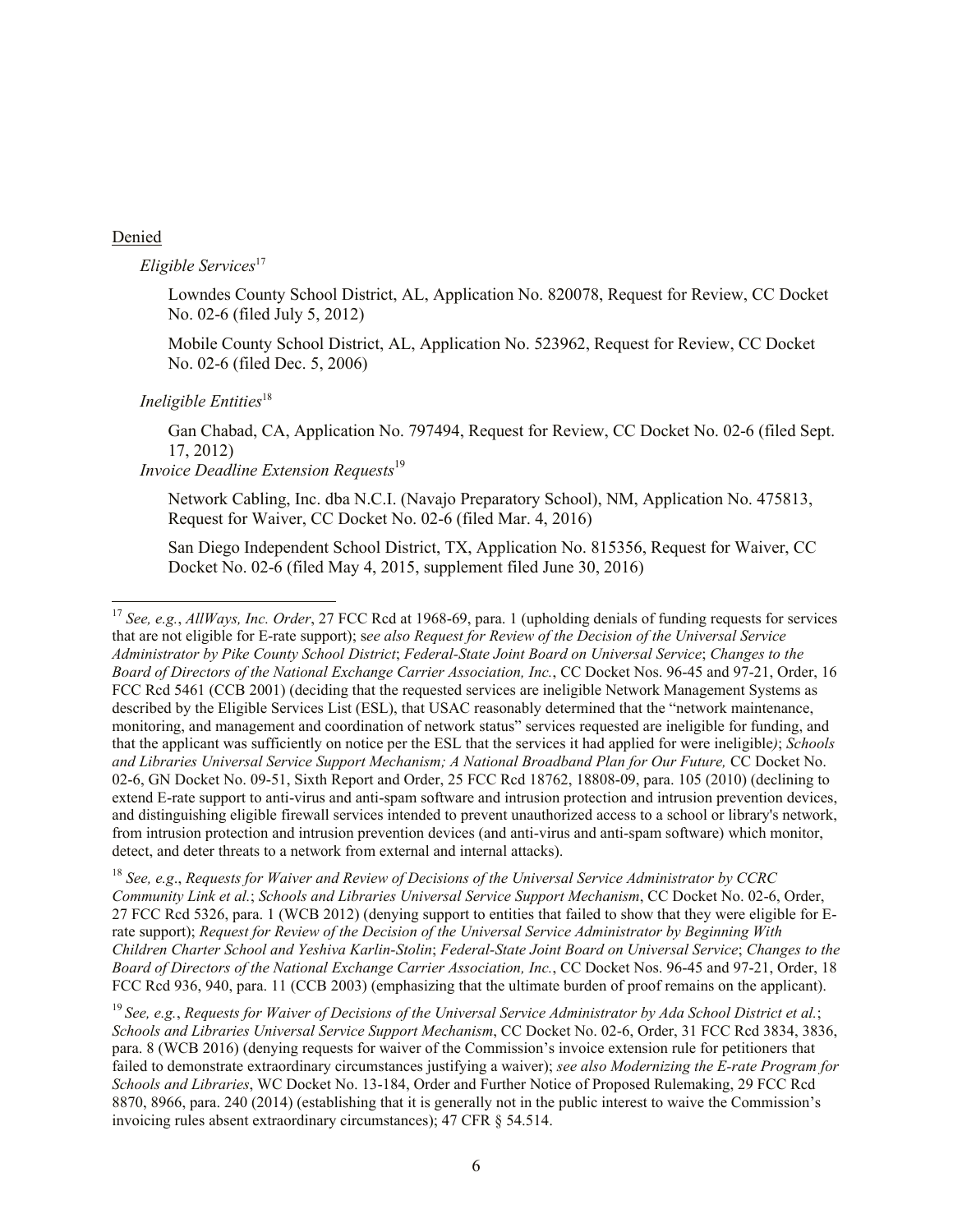Denied

*Eligible Services*[17]

Lowndes County School District, AL, Application No. 820078, Request for Review, CC Docket No. 02-6 (filed July 5, 2012)

Mobile County School District, AL, Application No. 523962, Request for Review, CC Docket No. 02-6 (filed Dec. 5, 2006)

*Ineligible Entities*[18]

Gan Chabad, CA, Application No. 797494, Request for Review, CC Docket No. 02-6 (filed Sept. 17, 2012)

*Invoice Deadline Extension Requests*[19]

Network Cabling, Inc. dba N.C.I. (Navajo Preparatory School), NM, Application No. 475813, Request for Waiver, CC Docket No. 02-6 (filed Mar. 4, 2016)

San Diego Independent School District, TX, Application No. 815356, Request for Waiver, CC Docket No. 02-6 (filed May 4, 2015, supplement filed June 30, 2016)

---

[17] *See, e.g.*, *AllWays, Inc. Order*, 27 FCC Rcd at 1968-69, para. 1 (upholding denials of funding requests for services that are not eligible for E-rate support); s*ee also Request for Review of the Decision of the Universal Service Administrator by Pike County School District*; *Federal-State Joint Board on Universal Service*; *Changes to the Board of Directors of the National Exchange Carrier Association, Inc.*, CC Docket Nos. 96-45 and 97-21, Order, 16 FCC Rcd 5461 (CCB 2001) (deciding that the requested services are ineligible Network Management Systems as described by the Eligible Services List (ESL), that USAC reasonably determined that the "network maintenance, monitoring, and management and coordination of network status" services requested are ineligible for funding, and that the applicant was sufficiently on notice per the ESL that the services it had applied for were ineligible*)*; *Schools and Libraries Universal Service Support Mechanism; A National Broadband Plan for Our Future,* CC Docket No. 02-6, GN Docket No. 09-51, Sixth Report and Order, 25 FCC Rcd 18762, 18808-09, para. 105 (2010) (declining to extend E-rate support to anti-virus and anti-spam software and intrusion protection and intrusion prevention devices, and distinguishing eligible firewall services intended to prevent unauthorized access to a school or library's network, from intrusion protection and intrusion prevention devices (and anti-virus and anti-spam software) which monitor, detect, and deter threats to a network from external and internal attacks).

[18] *See, e.g*., *Requests for Waiver and Review of Decisions of the Universal Service Administrator by CCRC Community Link et al.*; *Schools and Libraries Universal Service Support Mechanism*, CC Docket No. 02-6, Order, 27 FCC Rcd 5326, para. 1 (WCB 2012) (denying support to entities that failed to show that they were eligible for E-rate support); *Request for Review of the Decision of the Universal Service Administrator by Beginning With Children Charter School and Yeshiva Karlin-Stolin*; *Federal-State Joint Board on Universal Service*; *Changes to the Board of Directors of the National Exchange Carrier Association, Inc.*, CC Docket Nos. 96-45 and 97-21, Order, 18 FCC Rcd 936, 940, para. 11 (CCB 2003) (emphasizing that the ultimate burden of proof remains on the applicant).

[19] *See, e.g.*, *Requests for Waiver of Decisions of the Universal Service Administrator by Ada School District et al.*; *Schools and Libraries Universal Service Support Mechanism*, CC Docket No. 02-6, Order, 31 FCC Rcd 3834, 3836, para. 8 (WCB 2016) (denying requests for waiver of the Commission's invoice extension rule for petitioners that failed to demonstrate extraordinary circumstances justifying a waiver); *see also Modernizing the E-rate Program for Schools and Libraries*, WC Docket No. 13-184, Order and Further Notice of Proposed Rulemaking, 29 FCC Rcd 8870, 8966, para. 240 (2014) (establishing that it is generally not in the public interest to waive the Commission's invoicing rules absent extraordinary circumstances); 47 CFR § 54.514.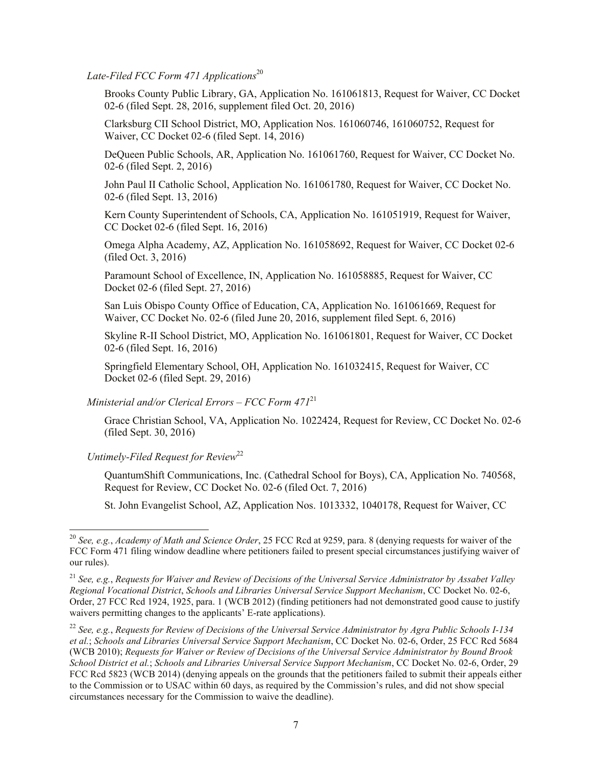*Late-Filed FCC Form 471 Applications*[20]

Brooks County Public Library, GA, Application No. 161061813, Request for Waiver, CC Docket 02-6 (filed Sept. 28, 2016, supplement filed Oct. 20, 2016)

Clarksburg CII School District, MO, Application Nos. 161060746, 161060752, Request for Waiver, CC Docket 02-6 (filed Sept. 14, 2016)

DeQueen Public Schools, AR, Application No. 161061760, Request for Waiver, CC Docket No. 02-6 (filed Sept. 2, 2016)

John Paul II Catholic School, Application No. 161061780, Request for Waiver, CC Docket No. 02-6 (filed Sept. 13, 2016)

Kern County Superintendent of Schools, CA, Application No. 161051919, Request for Waiver, CC Docket 02-6 (filed Sept. 16, 2016)

Omega Alpha Academy, AZ, Application No. 161058692, Request for Waiver, CC Docket 02-6 (filed Oct. 3, 2016)

Paramount School of Excellence, IN, Application No. 161058885, Request for Waiver, CC Docket 02-6 (filed Sept. 27, 2016)

San Luis Obispo County Office of Education, CA, Application No. 161061669, Request for Waiver, CC Docket No. 02-6 (filed June 20, 2016, supplement filed Sept. 6, 2016)

Skyline R-II School District, MO, Application No. 161061801, Request for Waiver, CC Docket 02-6 (filed Sept. 16, 2016)

Springfield Elementary School, OH, Application No. 161032415, Request for Waiver, CC Docket 02-6 (filed Sept. 29, 2016)

*Ministerial and/or Clerical Errors – FCC Form 471*[21]

Grace Christian School, VA, Application No. 1022424, Request for Review, CC Docket No. 02-6 (filed Sept. 30, 2016)

*Untimely-Filed Request for Review*[22]

QuantumShift Communications, Inc. (Cathedral School for Boys), CA, Application No. 740568, Request for Review, CC Docket No. 02-6 (filed Oct. 7, 2016)

St. John Evangelist School, AZ, Application Nos. 1013332, 1040178, Request for Waiver, CC

---

[20] *See, e.g.*, *Academy of Math and Science Order*, 25 FCC Rcd at 9259, para. 8 (denying requests for waiver of the FCC Form 471 filing window deadline where petitioners failed to present special circumstances justifying waiver of our rules).

[21] *See, e.g.*, *Requests for Waiver and Review of Decisions of the Universal Service Administrator by Assabet Valley Regional Vocational District*, *Schools and Libraries Universal Service Support Mechanism*, CC Docket No. 02-6, Order, 27 FCC Rcd 1924, 1925, para. 1 (WCB 2012) (finding petitioners had not demonstrated good cause to justify waivers permitting changes to the applicants' E-rate applications).

[22] *See, e.g.*, *Requests for Review of Decisions of the Universal Service Administrator by Agra Public Schools I-134 et al.*; *Schools and Libraries Universal Service Support Mechanism*, CC Docket No. 02-6, Order, 25 FCC Rcd 5684 (WCB 2010); *Requests for Waiver or Review of Decisions of the Universal Service Administrator by Bound Brook School District et al.*; *Schools and Libraries Universal Service Support Mechanism*, CC Docket No. 02-6, Order, 29 FCC Rcd 5823 (WCB 2014) (denying appeals on the grounds that the petitioners failed to submit their appeals either to the Commission or to USAC within 60 days, as required by the Commission's rules, and did not show special circumstances necessary for the Commission to waive the deadline).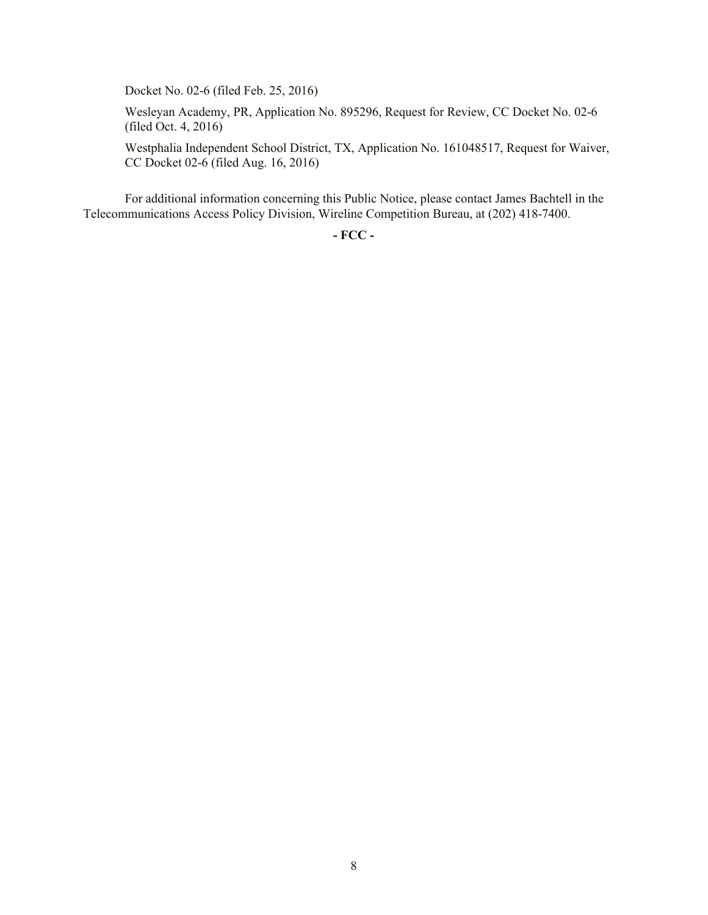Docket No. 02-6 (filed Feb. 25, 2016)

Wesleyan Academy, PR, Application No. 895296, Request for Review, CC Docket No. 02-6 (filed Oct. 4, 2016)

Westphalia Independent School District, TX, Application No. 161048517, Request for Waiver, CC Docket 02-6 (filed Aug. 16, 2016)

For additional information concerning this Public Notice, please contact James Bachtell in the Telecommunications Access Policy Division, Wireline Competition Bureau, at (202) 418-7400.

**- FCC -**